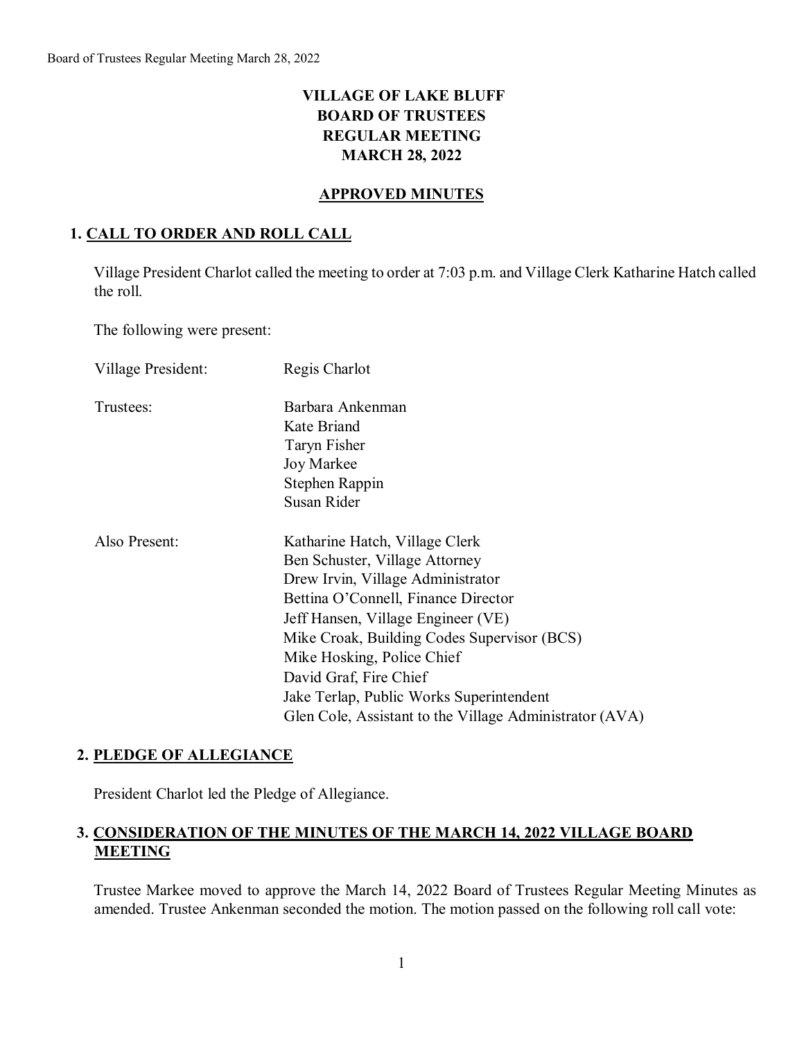# VILLAGE OF LAKE BLUFF
# BOARD OF TRUSTEES
# REGULAR MEETING
# MARCH 28, 2022

## APPROVED MINUTES

### 1. CALL TO ORDER AND ROLL CALL

Village President Charlot called the meeting to order at 7:03 p.m. and Village Clerk Katharine Hatch called the roll.

The following were present:

| | |
|---|---|
| Village President: | Regis Charlot |
| Trustees: | Barbara Ankenman<br>Kate Briand<br>Taryn Fisher<br>Joy Markee<br>Stephen Rappin<br>Susan Rider |
| Also Present: | Katharine Hatch, Village Clerk<br>Ben Schuster, Village Attorney<br>Drew Irvin, Village Administrator<br>Bettina O'Connell, Finance Director<br>Jeff Hansen, Village Engineer (VE)<br>Mike Croak, Building Codes Supervisor (BCS)<br>Mike Hosking, Police Chief<br>David Graf, Fire Chief<br>Jake Terlap, Public Works Superintendent<br>Glen Cole, Assistant to the Village Administrator (AVA) |

### 2. PLEDGE OF ALLEGIANCE

President Charlot led the Pledge of Allegiance.

### 3. CONSIDERATION OF THE MINUTES OF THE MARCH 14, 2022 VILLAGE BOARD MEETING

Trustee Markee moved to approve the March 14, 2022 Board of Trustees Regular Meeting Minutes as amended. Trustee Ankenman seconded the motion. The motion passed on the following roll call vote: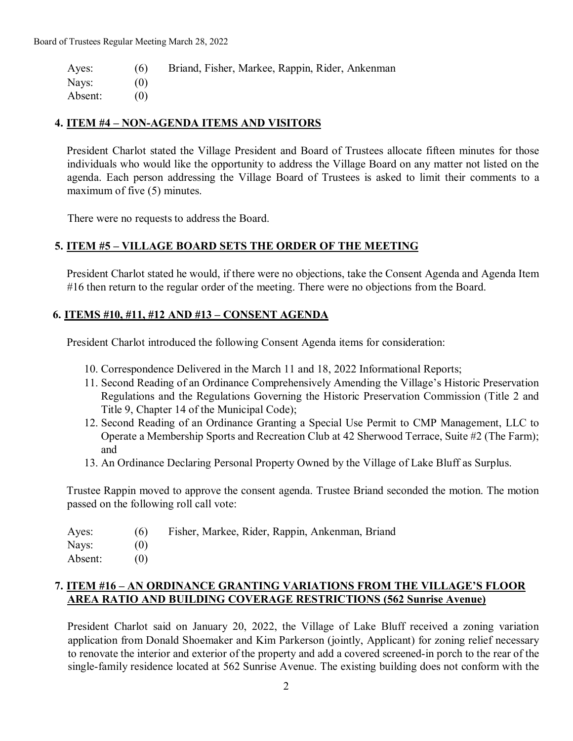| Ayes: | (6) | Briand, Fisher, Markee, Rappin, Rider, Ankenman |
| --- | --- | --- |
| Nays: | (0) | |
| Absent: | (0) | |

## 4. ITEM #4 – NON-AGENDA ITEMS AND VISITORS

President Charlot stated the Village President and Board of Trustees allocate fifteen minutes for those individuals who would like the opportunity to address the Village Board on any matter not listed on the agenda. Each person addressing the Village Board of Trustees is asked to limit their comments to a maximum of five (5) minutes.

There were no requests to address the Board.

## 5. ITEM #5 – VILLAGE BOARD SETS THE ORDER OF THE MEETING

President Charlot stated he would, if there were no objections, take the Consent Agenda and Agenda Item #16 then return to the regular order of the meeting. There were no objections from the Board.

## 6. ITEMS #10, #11, #12 AND #13 – CONSENT AGENDA

President Charlot introduced the following Consent Agenda items for consideration:

10. Correspondence Delivered in the March 11 and 18, 2022 Informational Reports;
11. Second Reading of an Ordinance Comprehensively Amending the Village's Historic Preservation Regulations and the Regulations Governing the Historic Preservation Commission (Title 2 and Title 9, Chapter 14 of the Municipal Code);
12. Second Reading of an Ordinance Granting a Special Use Permit to CMP Management, LLC to Operate a Membership Sports and Recreation Club at 42 Sherwood Terrace, Suite #2 (The Farm); and
13. An Ordinance Declaring Personal Property Owned by the Village of Lake Bluff as Surplus.

Trustee Rappin moved to approve the consent agenda. Trustee Briand seconded the motion. The motion passed on the following roll call vote:

| Ayes: | (6) | Fisher, Markee, Rider, Rappin, Ankenman, Briand |
| --- | --- | --- |
| Nays: | (0) | |
| Absent: | (0) | |

## 7. ITEM #16 – AN ORDINANCE GRANTING VARIATIONS FROM THE VILLAGE'S FLOOR AREA RATIO AND BUILDING COVERAGE RESTRICTIONS (562 Sunrise Avenue)

President Charlot said on January 20, 2022, the Village of Lake Bluff received a zoning variation application from Donald Shoemaker and Kim Parkerson (jointly, Applicant) for zoning relief necessary to renovate the interior and exterior of the property and add a covered screened-in porch to the rear of the single-family residence located at 562 Sunrise Avenue. The existing building does not conform with the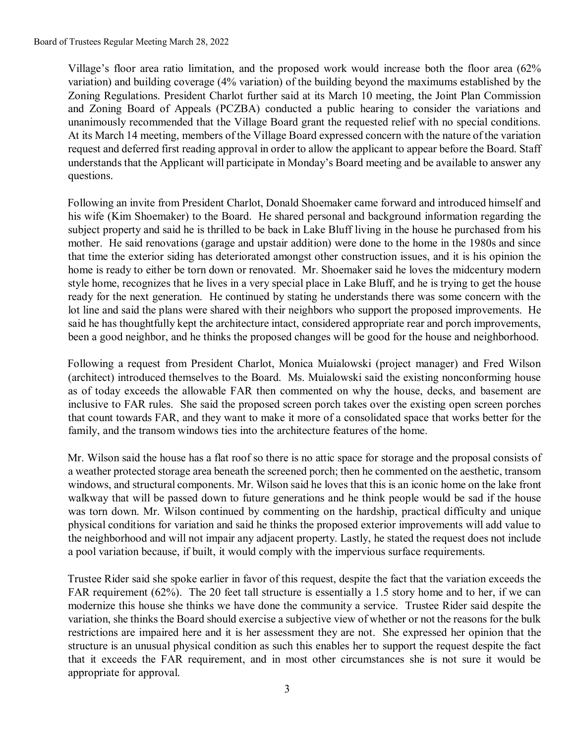Village's floor area ratio limitation, and the proposed work would increase both the floor area (62% variation) and building coverage (4% variation) of the building beyond the maximums established by the Zoning Regulations. President Charlot further said at its March 10 meeting, the Joint Plan Commission and Zoning Board of Appeals (PCZBA) conducted a public hearing to consider the variations and unanimously recommended that the Village Board grant the requested relief with no special conditions. At its March 14 meeting, members of the Village Board expressed concern with the nature of the variation request and deferred first reading approval in order to allow the applicant to appear before the Board. Staff understands that the Applicant will participate in Monday's Board meeting and be available to answer any questions.

Following an invite from President Charlot, Donald Shoemaker came forward and introduced himself and his wife (Kim Shoemaker) to the Board. He shared personal and background information regarding the subject property and said he is thrilled to be back in Lake Bluff living in the house he purchased from his mother. He said renovations (garage and upstair addition) were done to the home in the 1980s and since that time the exterior siding has deteriorated amongst other construction issues, and it is his opinion the home is ready to either be torn down or renovated. Mr. Shoemaker said he loves the midcentury modern style home, recognizes that he lives in a very special place in Lake Bluff, and he is trying to get the house ready for the next generation. He continued by stating he understands there was some concern with the lot line and said the plans were shared with their neighbors who support the proposed improvements. He said he has thoughtfully kept the architecture intact, considered appropriate rear and porch improvements, been a good neighbor, and he thinks the proposed changes will be good for the house and neighborhood.

Following a request from President Charlot, Monica Muialowski (project manager) and Fred Wilson (architect) introduced themselves to the Board. Ms. Muialowski said the existing nonconforming house as of today exceeds the allowable FAR then commented on why the house, decks, and basement are inclusive to FAR rules. She said the proposed screen porch takes over the existing open screen porches that count towards FAR, and they want to make it more of a consolidated space that works better for the family, and the transom windows ties into the architecture features of the home.

Mr. Wilson said the house has a flat roof so there is no attic space for storage and the proposal consists of a weather protected storage area beneath the screened porch; then he commented on the aesthetic, transom windows, and structural components. Mr. Wilson said he loves that this is an iconic home on the lake front walkway that will be passed down to future generations and he think people would be sad if the house was torn down. Mr. Wilson continued by commenting on the hardship, practical difficulty and unique physical conditions for variation and said he thinks the proposed exterior improvements will add value to the neighborhood and will not impair any adjacent property. Lastly, he stated the request does not include a pool variation because, if built, it would comply with the impervious surface requirements.

Trustee Rider said she spoke earlier in favor of this request, despite the fact that the variation exceeds the FAR requirement (62%). The 20 feet tall structure is essentially a 1.5 story home and to her, if we can modernize this house she thinks we have done the community a service. Trustee Rider said despite the variation, she thinks the Board should exercise a subjective view of whether or not the reasons for the bulk restrictions are impaired here and it is her assessment they are not. She expressed her opinion that the structure is an unusual physical condition as such this enables her to support the request despite the fact that it exceeds the FAR requirement, and in most other circumstances she is not sure it would be appropriate for approval.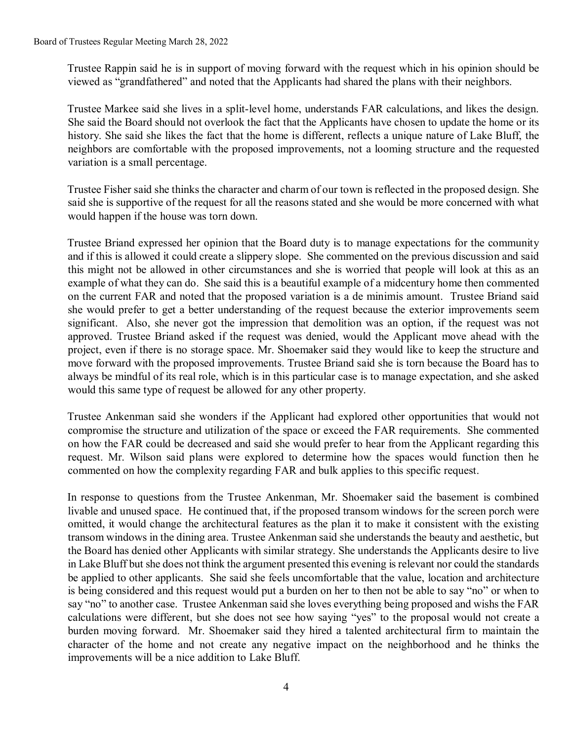Trustee Rappin said he is in support of moving forward with the request which in his opinion should be viewed as "grandfathered" and noted that the Applicants had shared the plans with their neighbors.

Trustee Markee said she lives in a split-level home, understands FAR calculations, and likes the design. She said the Board should not overlook the fact that the Applicants have chosen to update the home or its history. She said she likes the fact that the home is different, reflects a unique nature of Lake Bluff, the neighbors are comfortable with the proposed improvements, not a looming structure and the requested variation is a small percentage.

Trustee Fisher said she thinks the character and charm of our town is reflected in the proposed design. She said she is supportive of the request for all the reasons stated and she would be more concerned with what would happen if the house was torn down.

Trustee Briand expressed her opinion that the Board duty is to manage expectations for the community and if this is allowed it could create a slippery slope. She commented on the previous discussion and said this might not be allowed in other circumstances and she is worried that people will look at this as an example of what they can do. She said this is a beautiful example of a midcentury home then commented on the current FAR and noted that the proposed variation is a de minimis amount. Trustee Briand said she would prefer to get a better understanding of the request because the exterior improvements seem significant. Also, she never got the impression that demolition was an option, if the request was not approved. Trustee Briand asked if the request was denied, would the Applicant move ahead with the project, even if there is no storage space. Mr. Shoemaker said they would like to keep the structure and move forward with the proposed improvements. Trustee Briand said she is torn because the Board has to always be mindful of its real role, which is in this particular case is to manage expectation, and she asked would this same type of request be allowed for any other property.

Trustee Ankenman said she wonders if the Applicant had explored other opportunities that would not compromise the structure and utilization of the space or exceed the FAR requirements. She commented on how the FAR could be decreased and said she would prefer to hear from the Applicant regarding this request. Mr. Wilson said plans were explored to determine how the spaces would function then he commented on how the complexity regarding FAR and bulk applies to this specific request.

In response to questions from the Trustee Ankenman, Mr. Shoemaker said the basement is combined livable and unused space. He continued that, if the proposed transom windows for the screen porch were omitted, it would change the architectural features as the plan it to make it consistent with the existing transom windows in the dining area. Trustee Ankenman said she understands the beauty and aesthetic, but the Board has denied other Applicants with similar strategy. She understands the Applicants desire to live in Lake Bluff but she does not think the argument presented this evening is relevant nor could the standards be applied to other applicants. She said she feels uncomfortable that the value, location and architecture is being considered and this request would put a burden on her to then not be able to say "no" or when to say "no" to another case. Trustee Ankenman said she loves everything being proposed and wishs the FAR calculations were different, but she does not see how saying "yes" to the proposal would not create a burden moving forward. Mr. Shoemaker said they hired a talented architectural firm to maintain the character of the home and not create any negative impact on the neighborhood and he thinks the improvements will be a nice addition to Lake Bluff.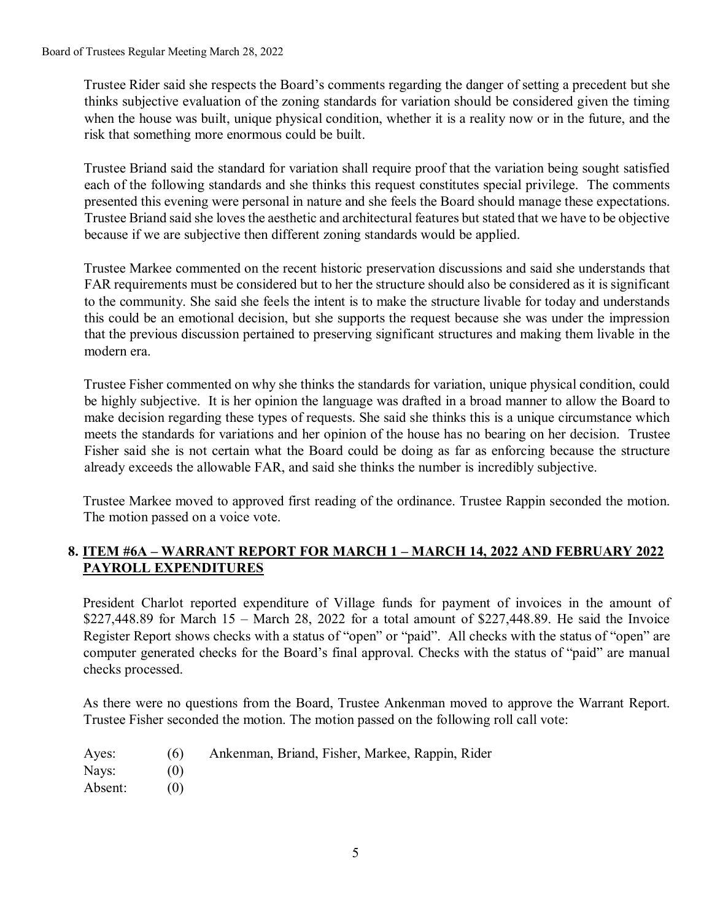Trustee Rider said she respects the Board's comments regarding the danger of setting a precedent but she thinks subjective evaluation of the zoning standards for variation should be considered given the timing when the house was built, unique physical condition, whether it is a reality now or in the future, and the risk that something more enormous could be built.

Trustee Briand said the standard for variation shall require proof that the variation being sought satisfied each of the following standards and she thinks this request constitutes special privilege. The comments presented this evening were personal in nature and she feels the Board should manage these expectations. Trustee Briand said she loves the aesthetic and architectural features but stated that we have to be objective because if we are subjective then different zoning standards would be applied.

Trustee Markee commented on the recent historic preservation discussions and said she understands that FAR requirements must be considered but to her the structure should also be considered as it is significant to the community. She said she feels the intent is to make the structure livable for today and understands this could be an emotional decision, but she supports the request because she was under the impression that the previous discussion pertained to preserving significant structures and making them livable in the modern era.

Trustee Fisher commented on why she thinks the standards for variation, unique physical condition, could be highly subjective. It is her opinion the language was drafted in a broad manner to allow the Board to make decision regarding these types of requests. She said she thinks this is a unique circumstance which meets the standards for variations and her opinion of the house has no bearing on her decision. Trustee Fisher said she is not certain what the Board could be doing as far as enforcing because the structure already exceeds the allowable FAR, and said she thinks the number is incredibly subjective.

Trustee Markee moved to approved first reading of the ordinance. Trustee Rappin seconded the motion. The motion passed on a voice vote.

## 8. ITEM #6A – WARRANT REPORT FOR MARCH 1 – MARCH 14, 2022 AND FEBRUARY 2022 PAYROLL EXPENDITURES

President Charlot reported expenditure of Village funds for payment of invoices in the amount of $227,448.89 for March 15 – March 28, 2022 for a total amount of $227,448.89. He said the Invoice Register Report shows checks with a status of "open" or "paid". All checks with the status of "open" are computer generated checks for the Board's final approval. Checks with the status of "paid" are manual checks processed.

As there were no questions from the Board, Trustee Ankenman moved to approve the Warrant Report. Trustee Fisher seconded the motion. The motion passed on the following roll call vote:

| | | |
|---|---|---|
| Ayes: | (6) | Ankenman, Briand, Fisher, Markee, Rappin, Rider |
| Nays: | (0) | |
| Absent: | (0) | |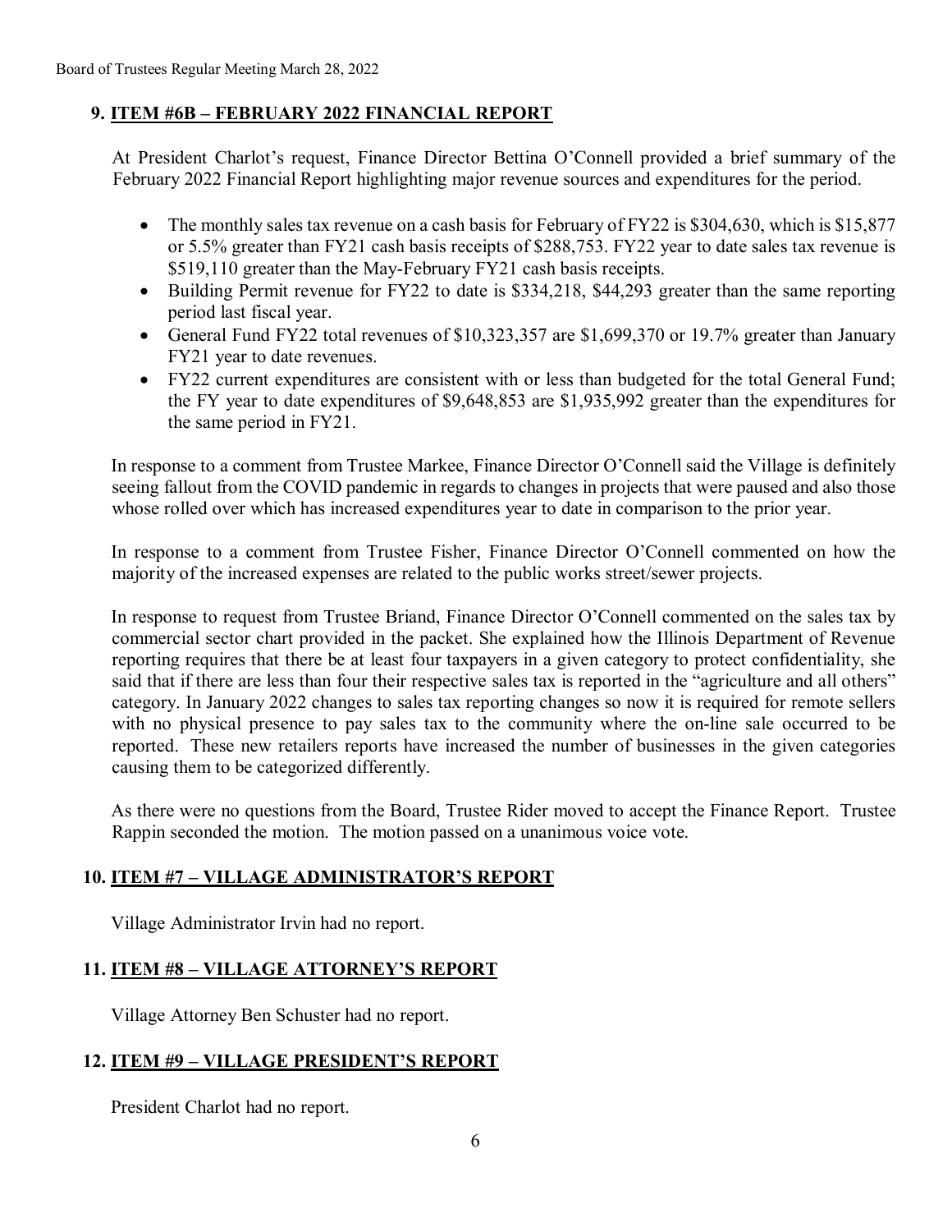## 9. ITEM #6B – FEBRUARY 2022 FINANCIAL REPORT

At President Charlot's request, Finance Director Bettina O'Connell provided a brief summary of the February 2022 Financial Report highlighting major revenue sources and expenditures for the period.

- The monthly sales tax revenue on a cash basis for February of FY22 is $304,630, which is $15,877 or 5.5% greater than FY21 cash basis receipts of $288,753. FY22 year to date sales tax revenue is $519,110 greater than the May-February FY21 cash basis receipts.
- Building Permit revenue for FY22 to date is $334,218, $44,293 greater than the same reporting period last fiscal year.
- General Fund FY22 total revenues of $10,323,357 are $1,699,370 or 19.7% greater than January FY21 year to date revenues.
- FY22 current expenditures are consistent with or less than budgeted for the total General Fund; the FY year to date expenditures of $9,648,853 are $1,935,992 greater than the expenditures for the same period in FY21.

In response to a comment from Trustee Markee, Finance Director O'Connell said the Village is definitely seeing fallout from the COVID pandemic in regards to changes in projects that were paused and also those whose rolled over which has increased expenditures year to date in comparison to the prior year.

In response to a comment from Trustee Fisher, Finance Director O'Connell commented on how the majority of the increased expenses are related to the public works street/sewer projects.

In response to request from Trustee Briand, Finance Director O'Connell commented on the sales tax by commercial sector chart provided in the packet. She explained how the Illinois Department of Revenue reporting requires that there be at least four taxpayers in a given category to protect confidentiality, she said that if there are less than four their respective sales tax is reported in the "agriculture and all others" category. In January 2022 changes to sales tax reporting changes so now it is required for remote sellers with no physical presence to pay sales tax to the community where the on-line sale occurred to be reported. These new retailers reports have increased the number of businesses in the given categories causing them to be categorized differently.

As there were no questions from the Board, Trustee Rider moved to accept the Finance Report. Trustee Rappin seconded the motion. The motion passed on a unanimous voice vote.

## 10. ITEM #7 – VILLAGE ADMINISTRATOR'S REPORT

Village Administrator Irvin had no report.

## 11. ITEM #8 – VILLAGE ATTORNEY'S REPORT

Village Attorney Ben Schuster had no report.

## 12. ITEM #9 – VILLAGE PRESIDENT'S REPORT

President Charlot had no report.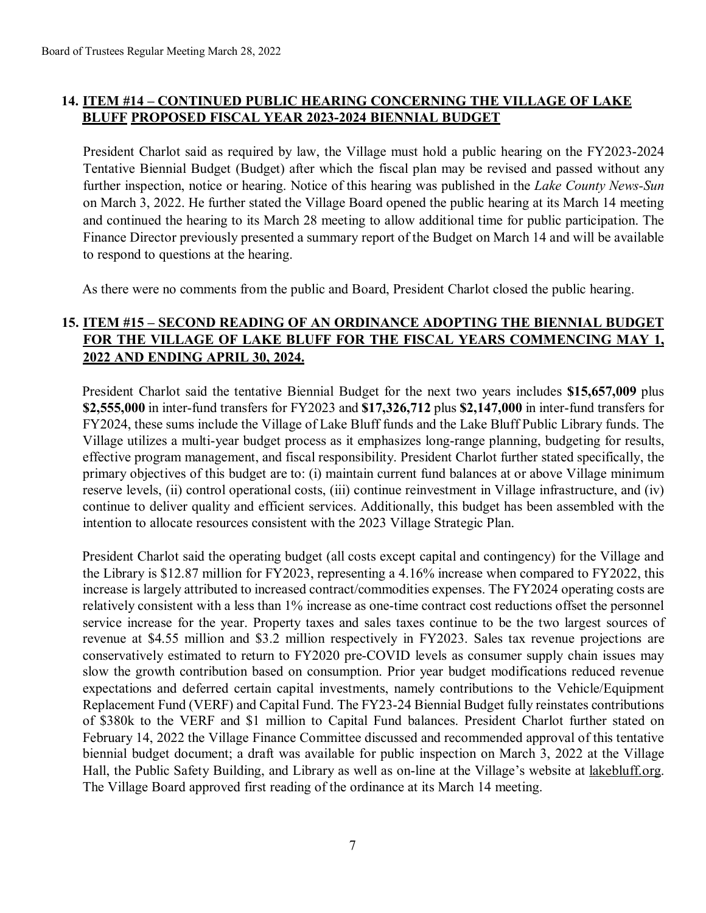## 14. ITEM #14 – CONTINUED PUBLIC HEARING CONCERNING THE VILLAGE OF LAKE BLUFF PROPOSED FISCAL YEAR 2023-2024 BIENNIAL BUDGET

President Charlot said as required by law, the Village must hold a public hearing on the FY2023-2024 Tentative Biennial Budget (Budget) after which the fiscal plan may be revised and passed without any further inspection, notice or hearing. Notice of this hearing was published in the *Lake County News-Sun* on March 3, 2022. He further stated the Village Board opened the public hearing at its March 14 meeting and continued the hearing to its March 28 meeting to allow additional time for public participation. The Finance Director previously presented a summary report of the Budget on March 14 and will be available to respond to questions at the hearing.

As there were no comments from the public and Board, President Charlot closed the public hearing.

## 15. ITEM #15 – SECOND READING OF AN ORDINANCE ADOPTING THE BIENNIAL BUDGET FOR THE VILLAGE OF LAKE BLUFF FOR THE FISCAL YEARS COMMENCING MAY 1, 2022 AND ENDING APRIL 30, 2024.

President Charlot said the tentative Biennial Budget for the next two years includes **$15,657,009** plus **$2,555,000** in inter-fund transfers for FY2023 and **$17,326,712** plus **$2,147,000** in inter-fund transfers for FY2024, these sums include the Village of Lake Bluff funds and the Lake Bluff Public Library funds. The Village utilizes a multi-year budget process as it emphasizes long-range planning, budgeting for results, effective program management, and fiscal responsibility. President Charlot further stated specifically, the primary objectives of this budget are to: (i) maintain current fund balances at or above Village minimum reserve levels, (ii) control operational costs, (iii) continue reinvestment in Village infrastructure, and (iv) continue to deliver quality and efficient services. Additionally, this budget has been assembled with the intention to allocate resources consistent with the 2023 Village Strategic Plan.

President Charlot said the operating budget (all costs except capital and contingency) for the Village and the Library is $12.87 million for FY2023, representing a 4.16% increase when compared to FY2022, this increase is largely attributed to increased contract/commodities expenses. The FY2024 operating costs are relatively consistent with a less than 1% increase as one-time contract cost reductions offset the personnel service increase for the year. Property taxes and sales taxes continue to be the two largest sources of revenue at $4.55 million and $3.2 million respectively in FY2023. Sales tax revenue projections are conservatively estimated to return to FY2020 pre-COVID levels as consumer supply chain issues may slow the growth contribution based on consumption. Prior year budget modifications reduced revenue expectations and deferred certain capital investments, namely contributions to the Vehicle/Equipment Replacement Fund (VERF) and Capital Fund. The FY23-24 Biennial Budget fully reinstates contributions of $380k to the VERF and $1 million to Capital Fund balances. President Charlot further stated on February 14, 2022 the Village Finance Committee discussed and recommended approval of this tentative biennial budget document; a draft was available for public inspection on March 3, 2022 at the Village Hall, the Public Safety Building, and Library as well as on-line at the Village's website at lakebluff.org. The Village Board approved first reading of the ordinance at its March 14 meeting.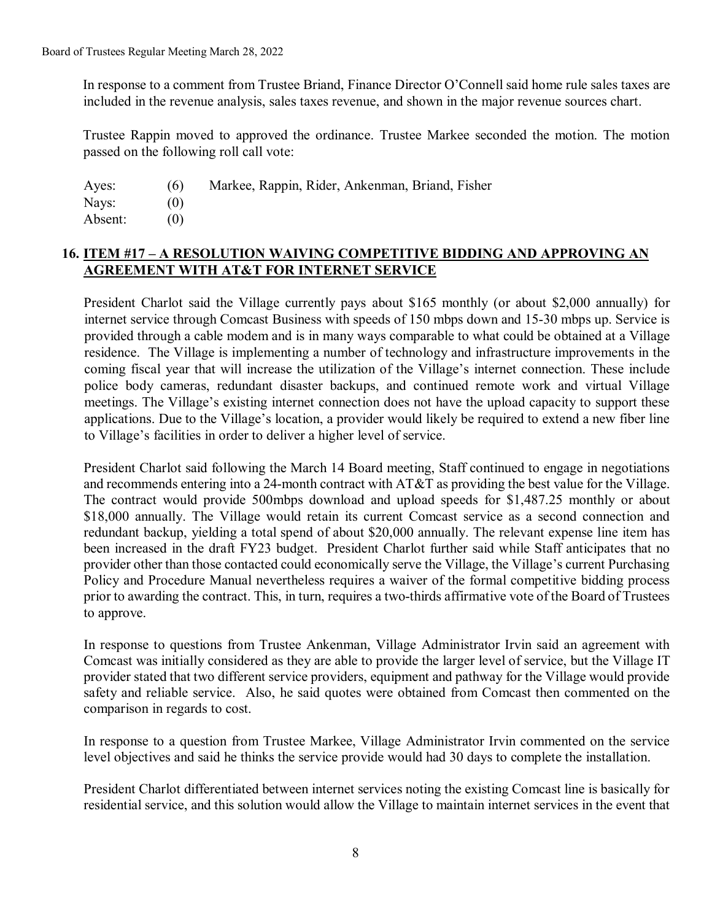In response to a comment from Trustee Briand, Finance Director O'Connell said home rule sales taxes are included in the revenue analysis, sales taxes revenue, and shown in the major revenue sources chart.

Trustee Rappin moved to approved the ordinance. Trustee Markee seconded the motion. The motion passed on the following roll call vote:

| | | |
|---|---|---|
| Ayes: | (6) | Markee, Rappin, Rider, Ankenman, Briand, Fisher |
| Nays: | (0) | |
| Absent: | (0) | |

## 16. ITEM #17 – A RESOLUTION WAIVING COMPETITIVE BIDDING AND APPROVING AN AGREEMENT WITH AT&T FOR INTERNET SERVICE

President Charlot said the Village currently pays about $165 monthly (or about $2,000 annually) for internet service through Comcast Business with speeds of 150 mbps down and 15-30 mbps up. Service is provided through a cable modem and is in many ways comparable to what could be obtained at a Village residence. The Village is implementing a number of technology and infrastructure improvements in the coming fiscal year that will increase the utilization of the Village's internet connection. These include police body cameras, redundant disaster backups, and continued remote work and virtual Village meetings. The Village's existing internet connection does not have the upload capacity to support these applications. Due to the Village's location, a provider would likely be required to extend a new fiber line to Village's facilities in order to deliver a higher level of service.

President Charlot said following the March 14 Board meeting, Staff continued to engage in negotiations and recommends entering into a 24-month contract with AT&T as providing the best value for the Village. The contract would provide 500mbps download and upload speeds for $1,487.25 monthly or about $18,000 annually. The Village would retain its current Comcast service as a second connection and redundant backup, yielding a total spend of about $20,000 annually. The relevant expense line item has been increased in the draft FY23 budget. President Charlot further said while Staff anticipates that no provider other than those contacted could economically serve the Village, the Village's current Purchasing Policy and Procedure Manual nevertheless requires a waiver of the formal competitive bidding process prior to awarding the contract. This, in turn, requires a two-thirds affirmative vote of the Board of Trustees to approve.

In response to questions from Trustee Ankenman, Village Administrator Irvin said an agreement with Comcast was initially considered as they are able to provide the larger level of service, but the Village IT provider stated that two different service providers, equipment and pathway for the Village would provide safety and reliable service. Also, he said quotes were obtained from Comcast then commented on the comparison in regards to cost.

In response to a question from Trustee Markee, Village Administrator Irvin commented on the service level objectives and said he thinks the service provide would had 30 days to complete the installation.

President Charlot differentiated between internet services noting the existing Comcast line is basically for residential service, and this solution would allow the Village to maintain internet services in the event that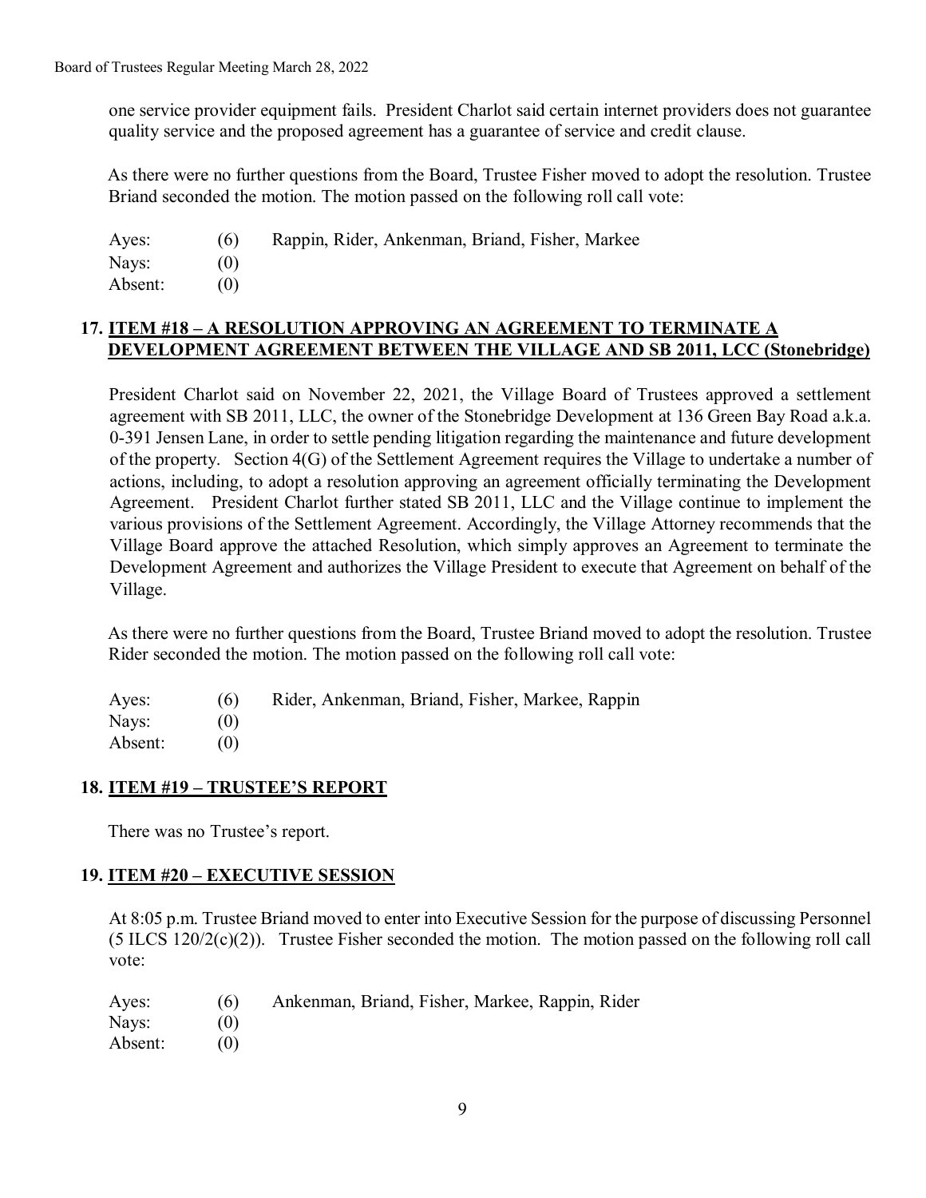one service provider equipment fails. President Charlot said certain internet providers does not guarantee quality service and the proposed agreement has a guarantee of service and credit clause.

As there were no further questions from the Board, Trustee Fisher moved to adopt the resolution. Trustee Briand seconded the motion. The motion passed on the following roll call vote:

| | | |
|---|---|---|
| Ayes: | (6) | Rappin, Rider, Ankenman, Briand, Fisher, Markee |
| Nays: | (0) | |
| Absent: | (0) | |

## 17. ITEM #18 – A RESOLUTION APPROVING AN AGREEMENT TO TERMINATE A DEVELOPMENT AGREEMENT BETWEEN THE VILLAGE AND SB 2011, LCC (Stonebridge)

President Charlot said on November 22, 2021, the Village Board of Trustees approved a settlement agreement with SB 2011, LLC, the owner of the Stonebridge Development at 136 Green Bay Road a.k.a. 0-391 Jensen Lane, in order to settle pending litigation regarding the maintenance and future development of the property. Section 4(G) of the Settlement Agreement requires the Village to undertake a number of actions, including, to adopt a resolution approving an agreement officially terminating the Development Agreement. President Charlot further stated SB 2011, LLC and the Village continue to implement the various provisions of the Settlement Agreement. Accordingly, the Village Attorney recommends that the Village Board approve the attached Resolution, which simply approves an Agreement to terminate the Development Agreement and authorizes the Village President to execute that Agreement on behalf of the Village.

As there were no further questions from the Board, Trustee Briand moved to adopt the resolution. Trustee Rider seconded the motion. The motion passed on the following roll call vote:

| | | |
|---|---|---|
| Ayes: | (6) | Rider, Ankenman, Briand, Fisher, Markee, Rappin |
| Nays: | (0) | |
| Absent: | (0) | |

## 18. ITEM #19 – TRUSTEE'S REPORT

There was no Trustee's report.

## 19. ITEM #20 – EXECUTIVE SESSION

At 8:05 p.m. Trustee Briand moved to enter into Executive Session for the purpose of discussing Personnel (5 ILCS 120/2(c)(2)). Trustee Fisher seconded the motion. The motion passed on the following roll call vote:

| | | |
|---|---|---|
| Ayes: | (6) | Ankenman, Briand, Fisher, Markee, Rappin, Rider |
| Nays: | (0) | |
| Absent: | (0) | |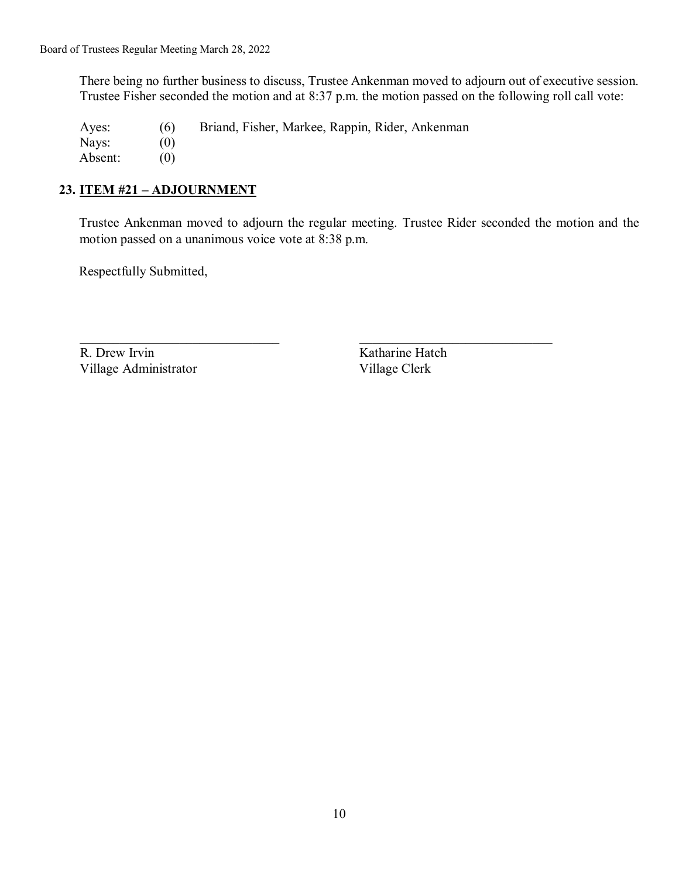There being no further business to discuss, Trustee Ankenman moved to adjourn out of executive session. Trustee Fisher seconded the motion and at 8:37 p.m. the motion passed on the following roll call vote:

| | | |
|---|---|---|
| Ayes: | (6) | Briand, Fisher, Markee, Rappin, Rider, Ankenman |
| Nays: | (0) | |
| Absent: | (0) | |

## 23. ITEM #21 – ADJOURNMENT

Trustee Ankenman moved to adjourn the regular meeting. Trustee Rider seconded the motion and the motion passed on a unanimous voice vote at 8:38 p.m.

Respectfully Submitted,

\_\_\_\_\_\_\_\_\_\_\_\_\_\_\_\_\_\_\_\_\_\_\_\_\_\_\_\_\_\_
R. Drew Irvin
Village Administrator

\_\_\_\_\_\_\_\_\_\_\_\_\_\_\_\_\_\_\_\_\_\_\_\_\_\_\_\_\_\_
Katharine Hatch
Village Clerk